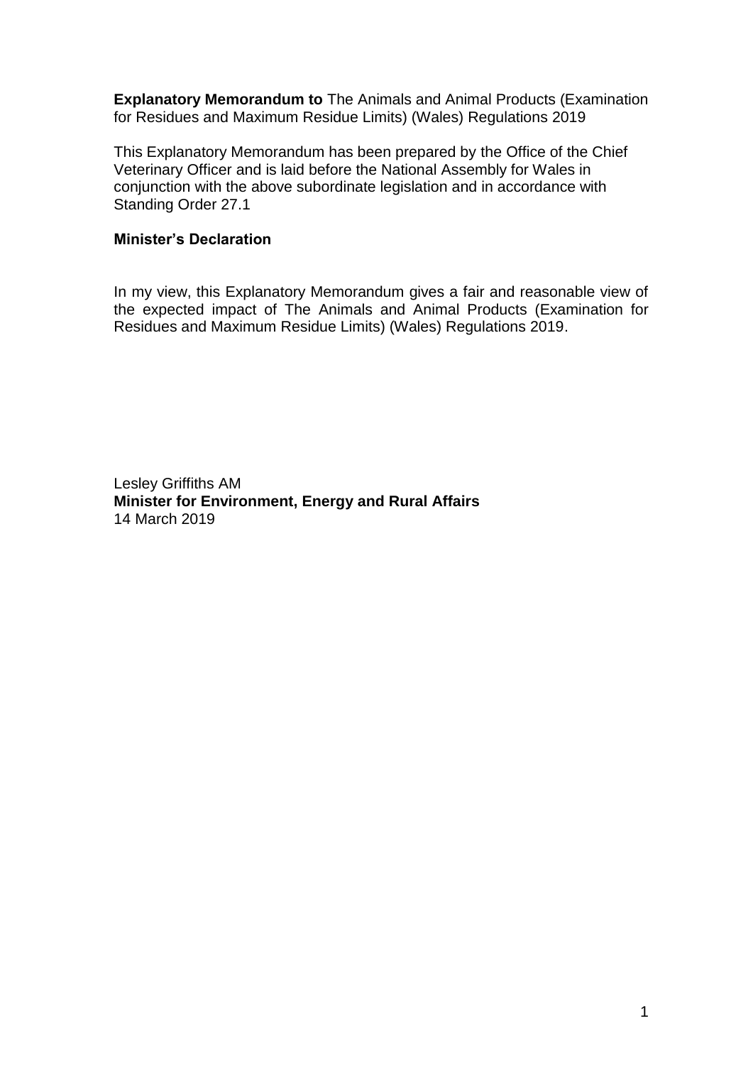**Explanatory Memorandum to** The Animals and Animal Products (Examination for Residues and Maximum Residue Limits) (Wales) Regulations 2019

This Explanatory Memorandum has been prepared by the Office of the Chief Veterinary Officer and is laid before the National Assembly for Wales in conjunction with the above subordinate legislation and in accordance with Standing Order 27.1

**Minister's Declaration**

In my view, this Explanatory Memorandum gives a fair and reasonable view of the expected impact of The Animals and Animal Products (Examination for Residues and Maximum Residue Limits) (Wales) Regulations 2019.

Lesley Griffiths AM
**Minister for Environment, Energy and Rural Affairs**
14 March 2019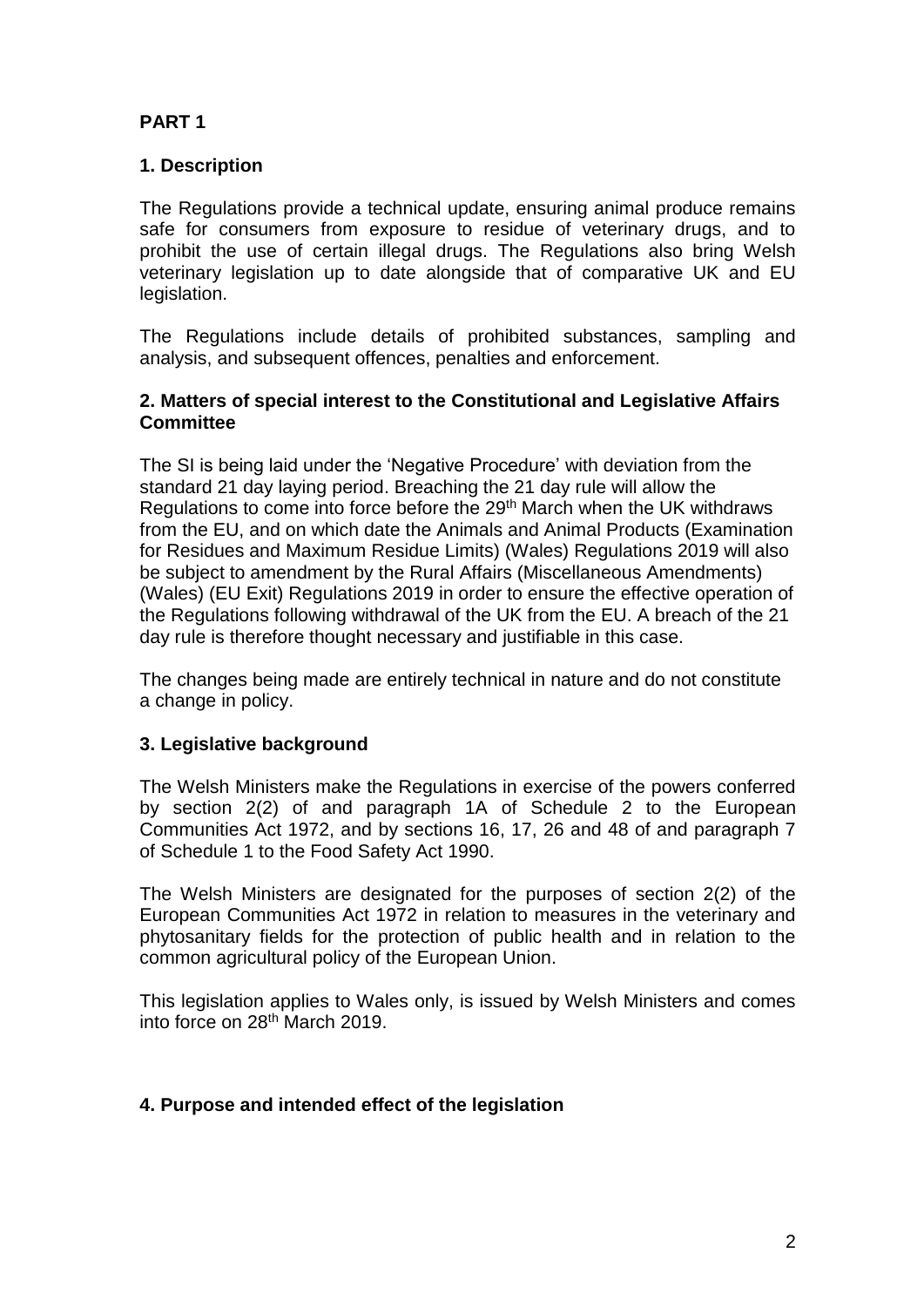# PART 1

## 1. Description

The Regulations provide a technical update, ensuring animal produce remains safe for consumers from exposure to residue of veterinary drugs, and to prohibit the use of certain illegal drugs. The Regulations also bring Welsh veterinary legislation up to date alongside that of comparative UK and EU legislation.

The Regulations include details of prohibited substances, sampling and analysis, and subsequent offences, penalties and enforcement.

## 2. Matters of special interest to the Constitutional and Legislative Affairs Committee

The SI is being laid under the 'Negative Procedure' with deviation from the standard 21 day laying period. Breaching the 21 day rule will allow the Regulations to come into force before the 29th March when the UK withdraws from the EU, and on which date the Animals and Animal Products (Examination for Residues and Maximum Residue Limits) (Wales) Regulations 2019 will also be subject to amendment by the Rural Affairs (Miscellaneous Amendments) (Wales) (EU Exit) Regulations 2019 in order to ensure the effective operation of the Regulations following withdrawal of the UK from the EU. A breach of the 21 day rule is therefore thought necessary and justifiable in this case.

The changes being made are entirely technical in nature and do not constitute a change in policy.

## 3. Legislative background

The Welsh Ministers make the Regulations in exercise of the powers conferred by section 2(2) of and paragraph 1A of Schedule 2 to the European Communities Act 1972, and by sections 16, 17, 26 and 48 of and paragraph 7 of Schedule 1 to the Food Safety Act 1990.

The Welsh Ministers are designated for the purposes of section 2(2) of the European Communities Act 1972 in relation to measures in the veterinary and phytosanitary fields for the protection of public health and in relation to the common agricultural policy of the European Union.

This legislation applies to Wales only, is issued by Welsh Ministers and comes into force on 28th March 2019.

## 4. Purpose and intended effect of the legislation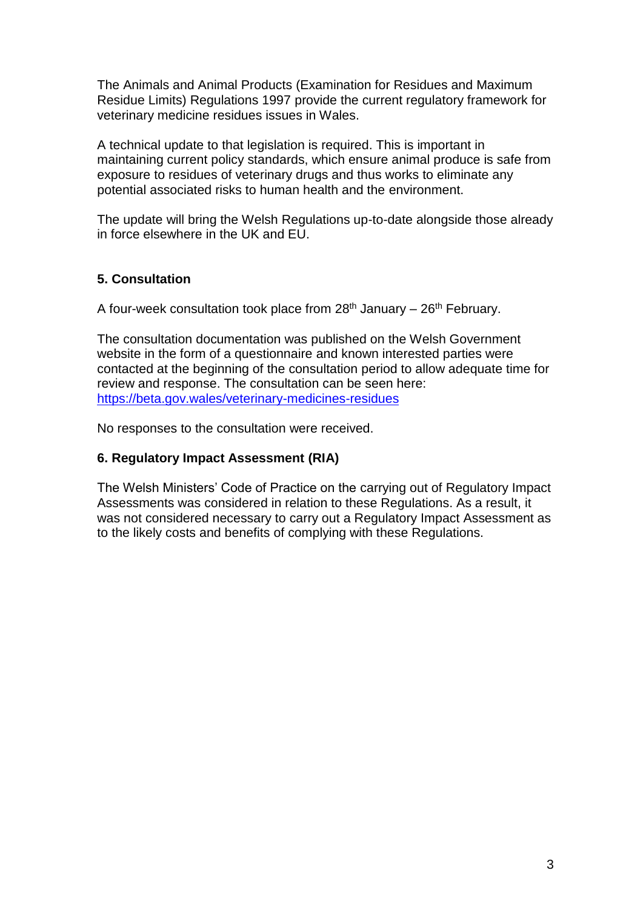The Animals and Animal Products (Examination for Residues and Maximum Residue Limits) Regulations 1997 provide the current regulatory framework for veterinary medicine residues issues in Wales.

A technical update to that legislation is required. This is important in maintaining current policy standards, which ensure animal produce is safe from exposure to residues of veterinary drugs and thus works to eliminate any potential associated risks to human health and the environment.

The update will bring the Welsh Regulations up-to-date alongside those already in force elsewhere in the UK and EU.

## 5. Consultation

A four-week consultation took place from 28th January – 26th February.

The consultation documentation was published on the Welsh Government website in the form of a questionnaire and known interested parties were contacted at the beginning of the consultation period to allow adequate time for review and response. The consultation can be seen here: https://beta.gov.wales/veterinary-medicines-residues

No responses to the consultation were received.

## 6. Regulatory Impact Assessment (RIA)

The Welsh Ministers' Code of Practice on the carrying out of Regulatory Impact Assessments was considered in relation to these Regulations. As a result, it was not considered necessary to carry out a Regulatory Impact Assessment as to the likely costs and benefits of complying with these Regulations.